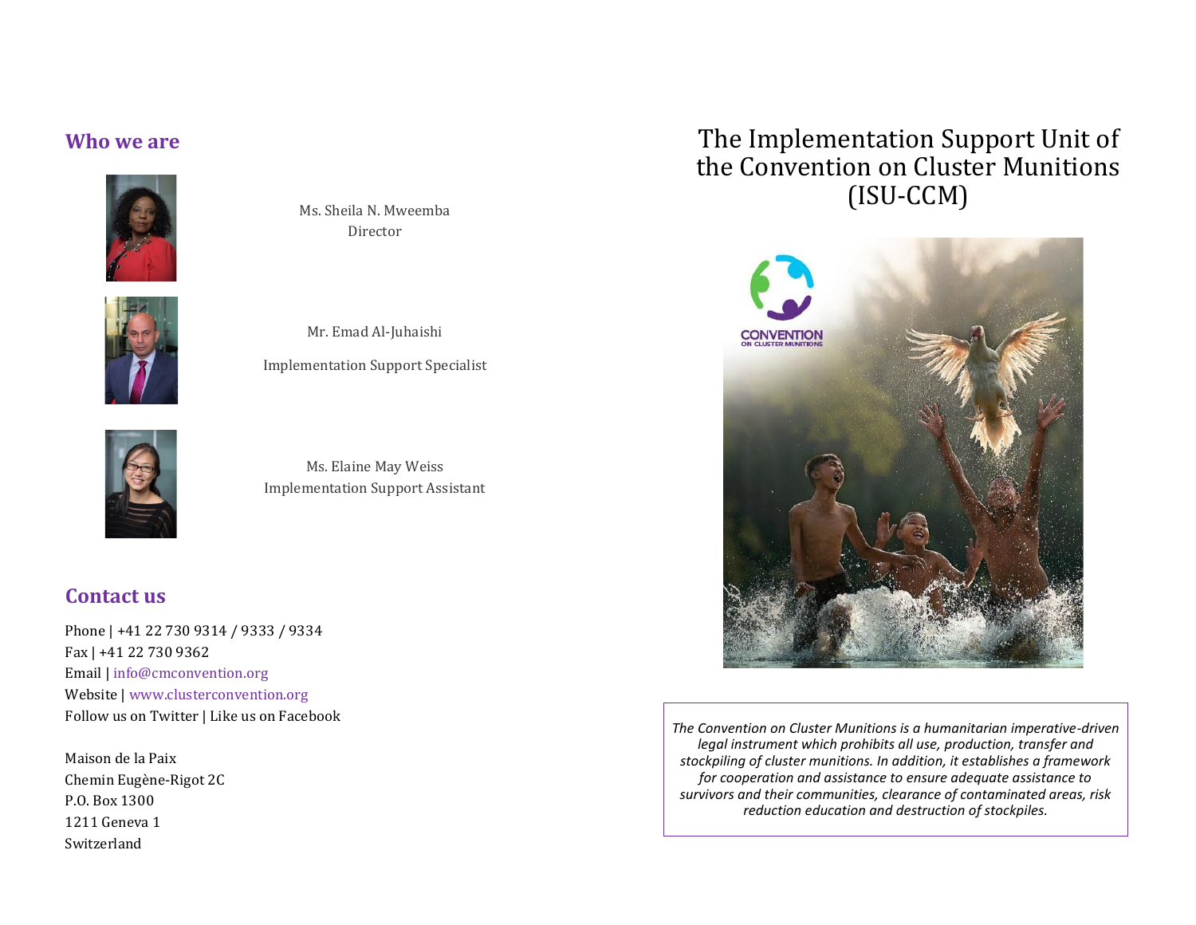## Who we are

Ms. Sheila N. Mweemba
Director

Mr. Emad Al-Juhaishi

Implementation Support Specialist

Ms. Elaine May Weiss
Implementation Support Assistant

## Contact us

Phone | +41 22 730 9314 / 9333 / 9334
Fax | +41 22 730 9362
Email | info@cmconvention.org
Website | www.clusterconvention.org
Follow us on Twitter | Like us on Facebook

Maison de la Paix
Chemin Eugène-Rigot 2C
P.O. Box 1300
1211 Geneva 1
Switzerland

# The Implementation Support Unit of the Convention on Cluster Munitions (ISU-CCM)

*The Convention on Cluster Munitions is a humanitarian imperative-driven legal instrument which prohibits all use, production, transfer and stockpiling of cluster munitions. In addition, it establishes a framework for cooperation and assistance to ensure adequate assistance to survivors and their communities, clearance of contaminated areas, risk reduction education and destruction of stockpiles.*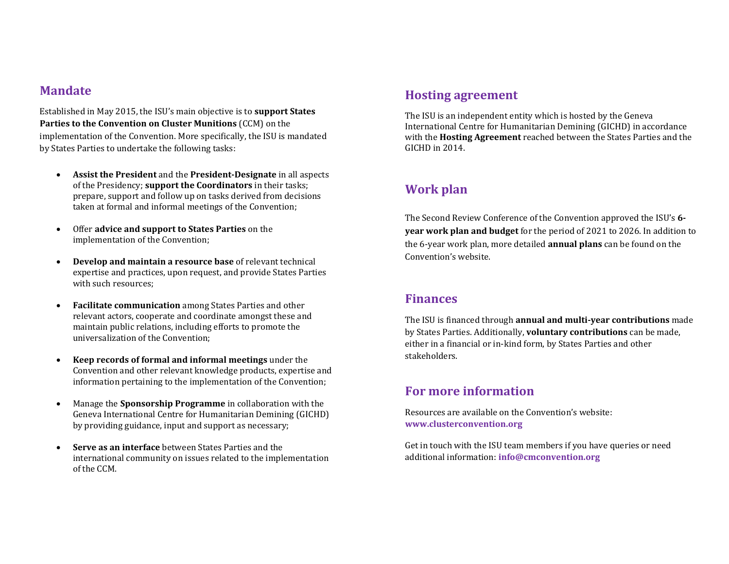## Mandate

Established in May 2015, the ISU's main objective is to **support States Parties to the Convention on Cluster Munitions** (CCM) on the implementation of the Convention. More specifically, the ISU is mandated by States Parties to undertake the following tasks:

- **Assist the President** and the **President-Designate** in all aspects of the Presidency; **support the Coordinators** in their tasks; prepare, support and follow up on tasks derived from decisions taken at formal and informal meetings of the Convention;
- Offer **advice and support to States Parties** on the implementation of the Convention;
- **Develop and maintain a resource base** of relevant technical expertise and practices, upon request, and provide States Parties with such resources;
- **Facilitate communication** among States Parties and other relevant actors, cooperate and coordinate amongst these and maintain public relations, including efforts to promote the universalization of the Convention;
- **Keep records of formal and informal meetings** under the Convention and other relevant knowledge products, expertise and information pertaining to the implementation of the Convention;
- Manage the **Sponsorship Programme** in collaboration with the Geneva International Centre for Humanitarian Demining (GICHD) by providing guidance, input and support as necessary;
- **Serve as an interface** between States Parties and the international community on issues related to the implementation of the CCM.

## Hosting agreement

The ISU is an independent entity which is hosted by the Geneva International Centre for Humanitarian Demining (GICHD) in accordance with the **Hosting Agreement** reached between the States Parties and the GICHD in 2014.

## Work plan

The Second Review Conference of the Convention approved the ISU's **6-year work plan and budget** for the period of 2021 to 2026. In addition to the 6-year work plan, more detailed **annual plans** can be found on the Convention's website.

## Finances

The ISU is financed through **annual and multi-year contributions** made by States Parties. Additionally, **voluntary contributions** can be made, either in a financial or in-kind form, by States Parties and other stakeholders.

## For more information

Resources are available on the Convention's website:
**www.clusterconvention.org**

Get in touch with the ISU team members if you have queries or need additional information: **info@cmconvention.org**